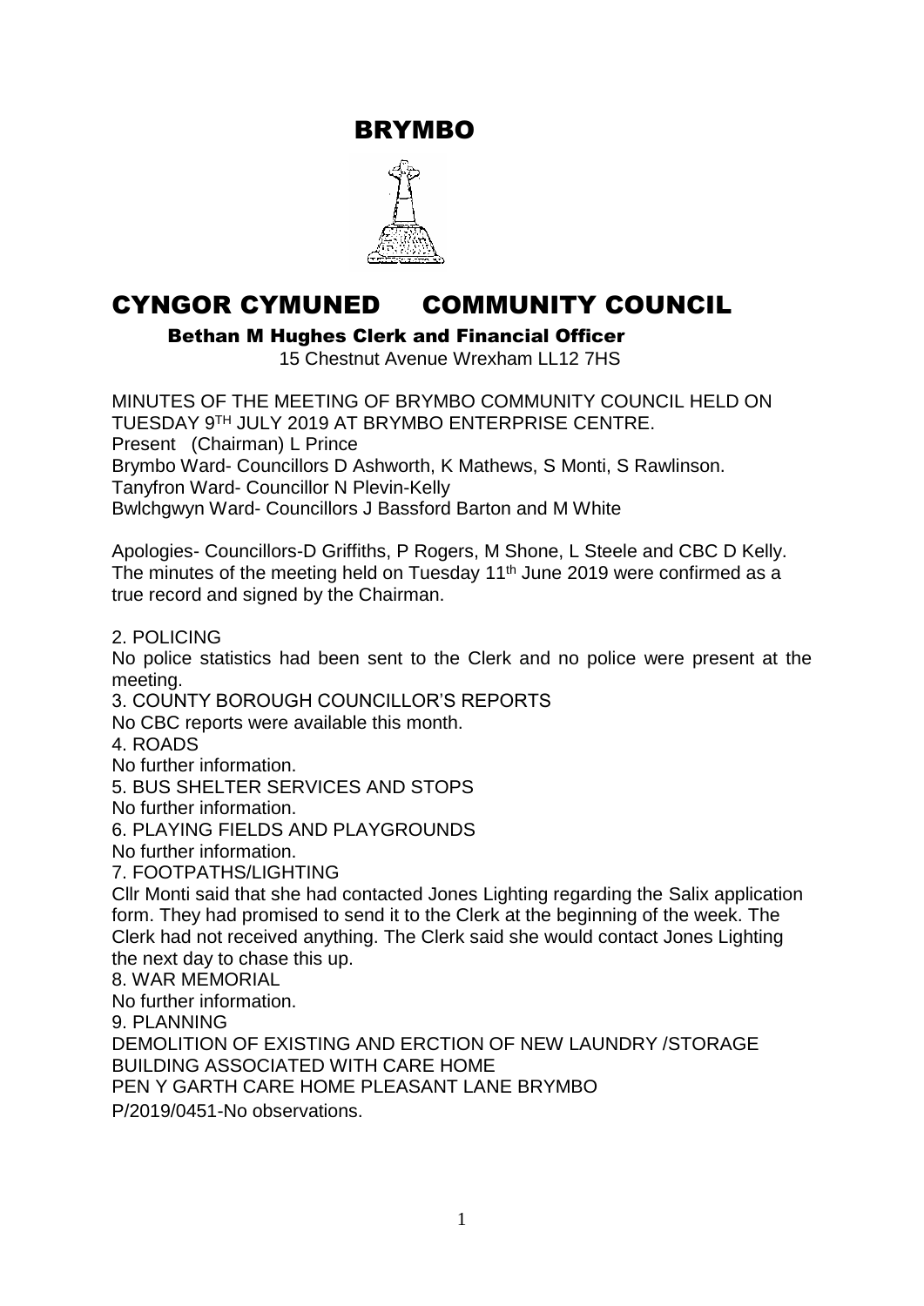# BRYMBO

# CYNGOR CYMUNED COMMUNITY COUNCIL

**Bethan M Hughes Clerk and Financial Officer**

15 Chestnut Avenue Wrexham LL12 7HS

MINUTES OF THE MEETING OF BRYMBO COMMUNITY COUNCIL HELD ON TUESDAY 9TH JULY 2019 AT BRYMBO ENTERPRISE CENTRE.

Present (Chairman) L Prince

Brymbo Ward- Councillors D Ashworth, K Mathews, S Monti, S Rawlinson.

Tanyfron Ward- Councillor N Plevin-Kelly

Bwlchgwyn Ward- Councillors J Bassford Barton and M White

Apologies- Councillors-D Griffiths, P Rogers, M Shone, L Steele and CBC D Kelly.

The minutes of the meeting held on Tuesday 11th June 2019 were confirmed as a true record and signed by the Chairman.

2. POLICING

No police statistics had been sent to the Clerk and no police were present at the meeting.

3. COUNTY BOROUGH COUNCILLOR'S REPORTS

No CBC reports were available this month.

4. ROADS

No further information.

5. BUS SHELTER SERVICES AND STOPS

No further information.

6. PLAYING FIELDS AND PLAYGROUNDS

No further information.

7. FOOTPATHS/LIGHTING

Cllr Monti said that she had contacted Jones Lighting regarding the Salix application form. They had promised to send it to the Clerk at the beginning of the week. The Clerk had not received anything. The Clerk said she would contact Jones Lighting the next day to chase this up.

8. WAR MEMORIAL

No further information.

9. PLANNING

DEMOLITION OF EXISTING AND ERCTION OF NEW LAUNDRY /STORAGE BUILDING ASSOCIATED WITH CARE HOME

PEN Y GARTH CARE HOME PLEASANT LANE BRYMBO

P/2019/0451-No observations.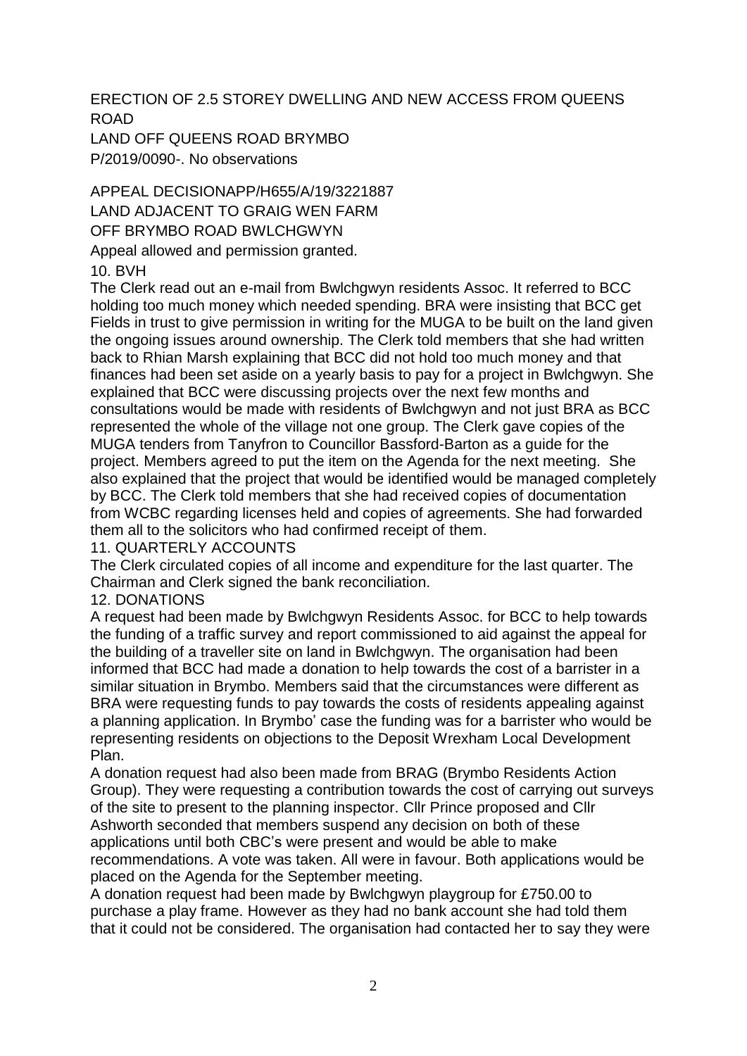ERECTION OF 2.5 STOREY DWELLING AND NEW ACCESS FROM QUEENS ROAD
LAND OFF QUEENS ROAD BRYMBO
P/2019/0090-. No observations

APPEAL DECISIONAPP/H655/A/19/3221887
LAND ADJACENT TO GRAIG WEN FARM
OFF BRYMBO ROAD BWLCHGWYN
Appeal allowed and permission granted.

10. BVH

The Clerk read out an e-mail from Bwlchgwyn residents Assoc. It referred to BCC holding too much money which needed spending. BRA were insisting that BCC get Fields in trust to give permission in writing for the MUGA to be built on the land given the ongoing issues around ownership. The Clerk told members that she had written back to Rhian Marsh explaining that BCC did not hold too much money and that finances had been set aside on a yearly basis to pay for a project in Bwlchgwyn. She explained that BCC were discussing projects over the next few months and consultations would be made with residents of Bwlchgwyn and not just BRA as BCC represented the whole of the village not one group. The Clerk gave copies of the MUGA tenders from Tanyfron to Councillor Bassford-Barton as a guide for the project. Members agreed to put the item on the Agenda for the next meeting. She also explained that the project that would be identified would be managed completely by BCC. The Clerk told members that she had received copies of documentation from WCBC regarding licenses held and copies of agreements. She had forwarded them all to the solicitors who had confirmed receipt of them.

11. QUARTERLY ACCOUNTS

The Clerk circulated copies of all income and expenditure for the last quarter. The Chairman and Clerk signed the bank reconciliation.

12. DONATIONS

A request had been made by Bwlchgwyn Residents Assoc. for BCC to help towards the funding of a traffic survey and report commissioned to aid against the appeal for the building of a traveller site on land in Bwlchgwyn. The organisation had been informed that BCC had made a donation to help towards the cost of a barrister in a similar situation in Brymbo. Members said that the circumstances were different as BRA were requesting funds to pay towards the costs of residents appealing against a planning application. In Brymbo' case the funding was for a barrister who would be representing residents on objections to the Deposit Wrexham Local Development Plan.

A donation request had also been made from BRAG (Brymbo Residents Action Group). They were requesting a contribution towards the cost of carrying out surveys of the site to present to the planning inspector. Cllr Prince proposed and Cllr Ashworth seconded that members suspend any decision on both of these applications until both CBC's were present and would be able to make recommendations. A vote was taken. All were in favour. Both applications would be placed on the Agenda for the September meeting.

A donation request had been made by Bwlchgwyn playgroup for £750.00 to purchase a play frame. However as they had no bank account she had told them that it could not be considered. The organisation had contacted her to say they were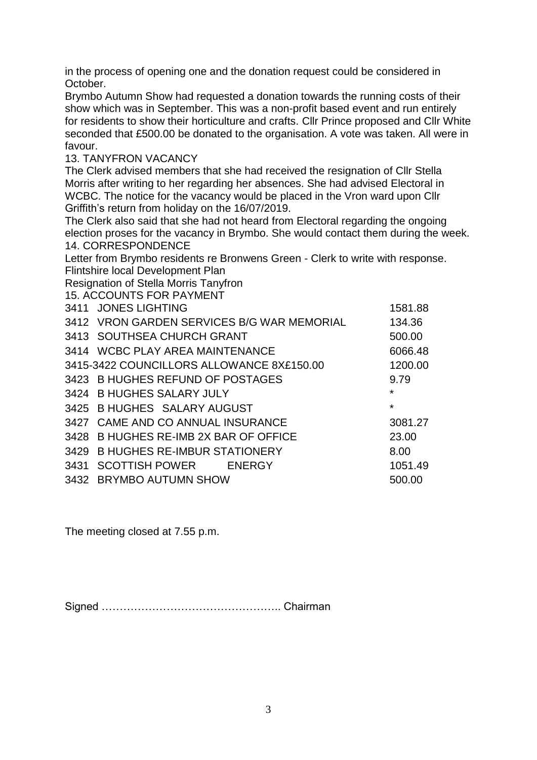in the process of opening one and the donation request could be considered in October.

Brymbo Autumn Show had requested a donation towards the running costs of their show which was in September. This was a non-profit based event and run entirely for residents to show their horticulture and crafts. Cllr Prince proposed and Cllr White seconded that £500.00 be donated to the organisation. A vote was taken. All were in favour.

13. TANYFRON VACANCY

The Clerk advised members that she had received the resignation of Cllr Stella Morris after writing to her regarding her absences. She had advised Electoral in WCBC. The notice for the vacancy would be placed in the Vron ward upon Cllr Griffith's return from holiday on the 16/07/2019.

The Clerk also said that she had not heard from Electoral regarding the ongoing election proses for the vacancy in Brymbo. She would contact them during the week.

14. CORRESPONDENCE

Letter from Brymbo residents re Bronwens Green - Clerk to write with response.

Flintshire local Development Plan

Resignation of Stella Morris Tanyfron

15. ACCOUNTS FOR PAYMENT

| | | |
|---|---|---|
| 3411 | JONES LIGHTING | 1581.88 |
| 3412 | VRON GARDEN SERVICES B/G WAR MEMORIAL | 134.36 |
| 3413 | SOUTHSEA CHURCH GRANT | 500.00 |
| 3414 | WCBC PLAY AREA MAINTENANCE | 6066.48 |
| 3415-3422 | COUNCILLORS ALLOWANCE 8X£150.00 | 1200.00 |
| 3423 | B HUGHES REFUND OF POSTAGES | 9.79 |
| 3424 | B HUGHES SALARY JULY | * |
| 3425 | B HUGHES SALARY AUGUST | * |
| 3427 | CAME AND CO ANNUAL INSURANCE | 3081.27 |
| 3428 | B HUGHES RE-IMB 2X BAR OF OFFICE | 23.00 |
| 3429 | B HUGHES RE-IMBUR STATIONERY | 8.00 |
| 3431 | SCOTTISH POWER ENERGY | 1051.49 |
| 3432 | BRYMBO AUTUMN SHOW | 500.00 |

The meeting closed at 7.55 p.m.

Signed ………………………………………….. Chairman